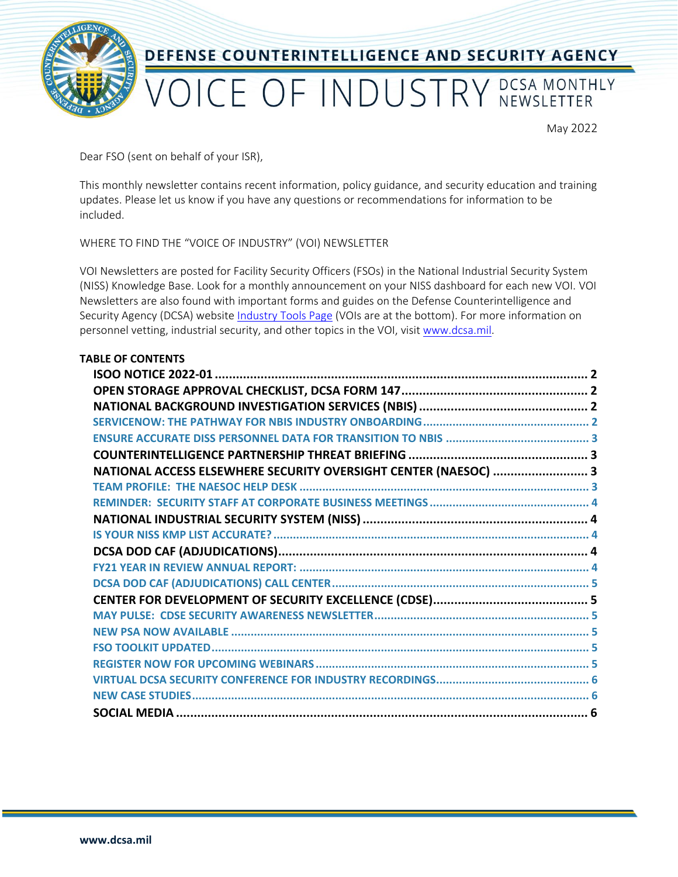# DEFENSE COUNTERINTELLIGENCE AND SECURITY AGENCY

# VOICE OF INDUSTRY DCSA MONTHLY NEWSLETTER

May 2022

Dear FSO (sent on behalf of your ISR),

This monthly newsletter contains recent information, policy guidance, and security education and training updates. Please let us know if you have any questions or recommendations for information to be included.

WHERE TO FIND THE "VOICE OF INDUSTRY" (VOI) NEWSLETTER

VOI Newsletters are posted for Facility Security Officers (FSOs) in the National Industrial Security System (NISS) Knowledge Base. Look for a monthly announcement on your NISS dashboard for each new VOI. VOI Newsletters are also found with important forms and guides on the Defense Counterintelligence and Security Agency (DCSA) website Industry Tools Page (VOIs are at the bottom). For more information on personnel vetting, industrial security, and other topics in the VOI, visit www.dcsa.mil.

**TABLE OF CONTENTS**

- **ISOO NOTICE 2022-01** ..... 2
- **OPEN STORAGE APPROVAL CHECKLIST, DCSA FORM 147** ..... 2
- **NATIONAL BACKGROUND INVESTIGATION SERVICES (NBIS)** ..... 2
  - SERVICENOW: THE PATHWAY FOR NBIS INDUSTRY ONBOARDING ..... 2
  - ENSURE ACCURATE DISS PERSONNEL DATA FOR TRANSITION TO NBIS ..... 3
- **COUNTERINTELLIGENCE PARTNERSHIP THREAT BRIEFING** ..... 3
- **NATIONAL ACCESS ELSEWHERE SECURITY OVERSIGHT CENTER (NAESOC)** ..... 3
  - TEAM PROFILE: THE NAESOC HELP DESK ..... 3
  - REMINDER: SECURITY STAFF AT CORPORATE BUSINESS MEETINGS ..... 4
- **NATIONAL INDUSTRIAL SECURITY SYSTEM (NISS)** ..... 4
  - IS YOUR NISS KMP LIST ACCURATE? ..... 4
- **DCSA DOD CAF (ADJUDICATIONS)** ..... 4
  - FY21 YEAR IN REVIEW ANNUAL REPORT: ..... 4
  - DCSA DOD CAF (ADJUDICATIONS) CALL CENTER ..... 5
- **CENTER FOR DEVELOPMENT OF SECURITY EXCELLENCE (CDSE)** ..... 5
  - MAY PULSE: CDSE SECURITY AWARENESS NEWSLETTER ..... 5
  - NEW PSA NOW AVAILABLE ..... 5
  - FSO TOOLKIT UPDATED ..... 5
  - REGISTER NOW FOR UPCOMING WEBINARS ..... 5
  - VIRTUAL DCSA SECURITY CONFERENCE FOR INDUSTRY RECORDINGS ..... 6
  - NEW CASE STUDIES ..... 6
- **SOCIAL MEDIA** ..... 6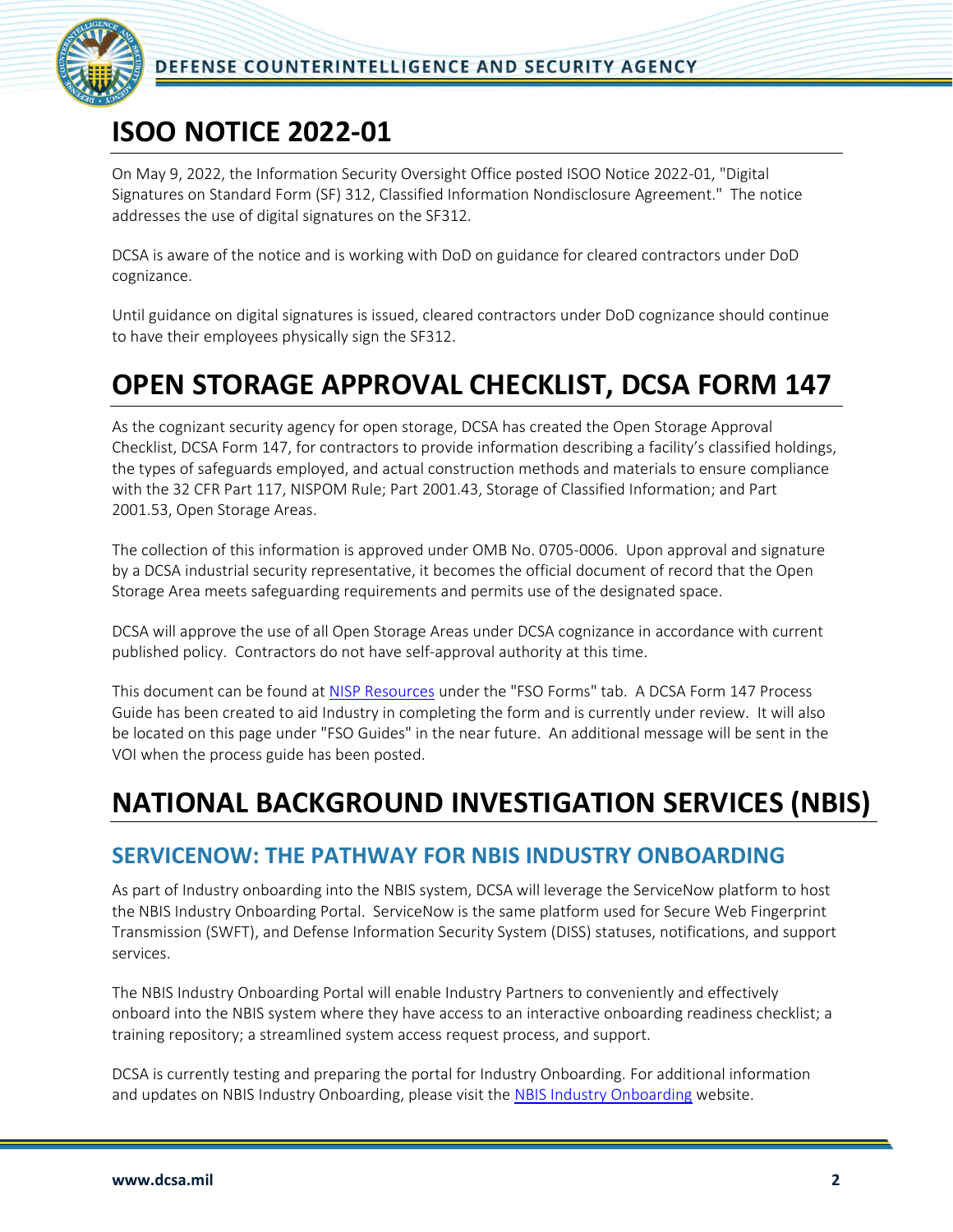# ISOO NOTICE 2022-01

On May 9, 2022, the Information Security Oversight Office posted ISOO Notice 2022-01, "Digital Signatures on Standard Form (SF) 312, Classified Information Nondisclosure Agreement." The notice addresses the use of digital signatures on the SF312.

DCSA is aware of the notice and is working with DoD on guidance for cleared contractors under DoD cognizance.

Until guidance on digital signatures is issued, cleared contractors under DoD cognizance should continue to have their employees physically sign the SF312.

# OPEN STORAGE APPROVAL CHECKLIST, DCSA FORM 147

As the cognizant security agency for open storage, DCSA has created the Open Storage Approval Checklist, DCSA Form 147, for contractors to provide information describing a facility's classified holdings, the types of safeguards employed, and actual construction methods and materials to ensure compliance with the 32 CFR Part 117, NISPOM Rule; Part 2001.43, Storage of Classified Information; and Part 2001.53, Open Storage Areas.

The collection of this information is approved under OMB No. 0705-0006. Upon approval and signature by a DCSA industrial security representative, it becomes the official document of record that the Open Storage Area meets safeguarding requirements and permits use of the designated space.

DCSA will approve the use of all Open Storage Areas under DCSA cognizance in accordance with current published policy. Contractors do not have self-approval authority at this time.

This document can be found at NISP Resources under the "FSO Forms" tab. A DCSA Form 147 Process Guide has been created to aid Industry in completing the form and is currently under review. It will also be located on this page under "FSO Guides" in the near future. An additional message will be sent in the VOI when the process guide has been posted.

# NATIONAL BACKGROUND INVESTIGATION SERVICES (NBIS)

## SERVICENOW: THE PATHWAY FOR NBIS INDUSTRY ONBOARDING

As part of Industry onboarding into the NBIS system, DCSA will leverage the ServiceNow platform to host the NBIS Industry Onboarding Portal. ServiceNow is the same platform used for Secure Web Fingerprint Transmission (SWFT), and Defense Information Security System (DISS) statuses, notifications, and support services.

The NBIS Industry Onboarding Portal will enable Industry Partners to conveniently and effectively onboard into the NBIS system where they have access to an interactive onboarding readiness checklist; a training repository; a streamlined system access request process, and support.

DCSA is currently testing and preparing the portal for Industry Onboarding. For additional information and updates on NBIS Industry Onboarding, please visit the NBIS Industry Onboarding website.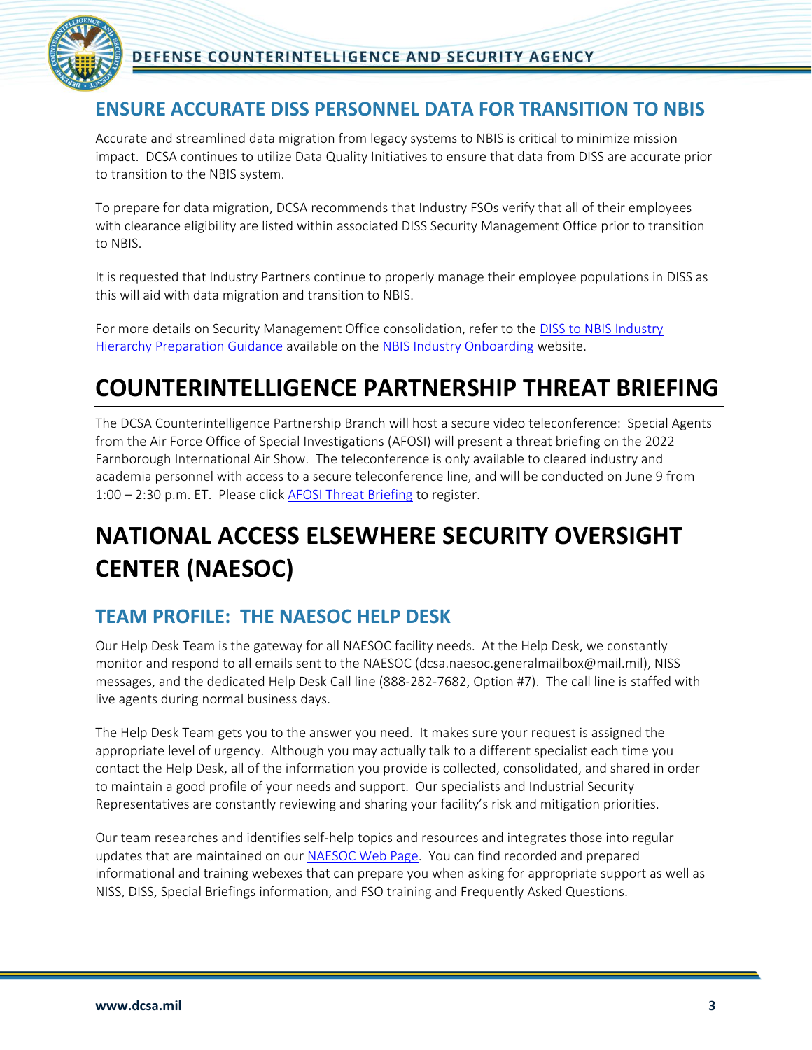## ENSURE ACCURATE DISS PERSONNEL DATA FOR TRANSITION TO NBIS

Accurate and streamlined data migration from legacy systems to NBIS is critical to minimize mission impact. DCSA continues to utilize Data Quality Initiatives to ensure that data from DISS are accurate prior to transition to the NBIS system.

To prepare for data migration, DCSA recommends that Industry FSOs verify that all of their employees with clearance eligibility are listed within associated DISS Security Management Office prior to transition to NBIS.

It is requested that Industry Partners continue to properly manage their employee populations in DISS as this will aid with data migration and transition to NBIS.

For more details on Security Management Office consolidation, refer to the DISS to NBIS Industry Hierarchy Preparation Guidance available on the NBIS Industry Onboarding website.

# COUNTERINTELLIGENCE PARTNERSHIP THREAT BRIEFING

The DCSA Counterintelligence Partnership Branch will host a secure video teleconference: Special Agents from the Air Force Office of Special Investigations (AFOSI) will present a threat briefing on the 2022 Farnborough International Air Show. The teleconference is only available to cleared industry and academia personnel with access to a secure teleconference line, and will be conducted on June 9 from 1:00 – 2:30 p.m. ET. Please click AFOSI Threat Briefing to register.

# NATIONAL ACCESS ELSEWHERE SECURITY OVERSIGHT CENTER (NAESOC)

## TEAM PROFILE: THE NAESOC HELP DESK

Our Help Desk Team is the gateway for all NAESOC facility needs. At the Help Desk, we constantly monitor and respond to all emails sent to the NAESOC (dcsa.naesoc.generalmailbox@mail.mil), NISS messages, and the dedicated Help Desk Call line (888-282-7682, Option #7). The call line is staffed with live agents during normal business days.

The Help Desk Team gets you to the answer you need. It makes sure your request is assigned the appropriate level of urgency. Although you may actually talk to a different specialist each time you contact the Help Desk, all of the information you provide is collected, consolidated, and shared in order to maintain a good profile of your needs and support. Our specialists and Industrial Security Representatives are constantly reviewing and sharing your facility's risk and mitigation priorities.

Our team researches and identifies self-help topics and resources and integrates those into regular updates that are maintained on our NAESOC Web Page. You can find recorded and prepared informational and training webexes that can prepare you when asking for appropriate support as well as NISS, DISS, Special Briefings information, and FSO training and Frequently Asked Questions.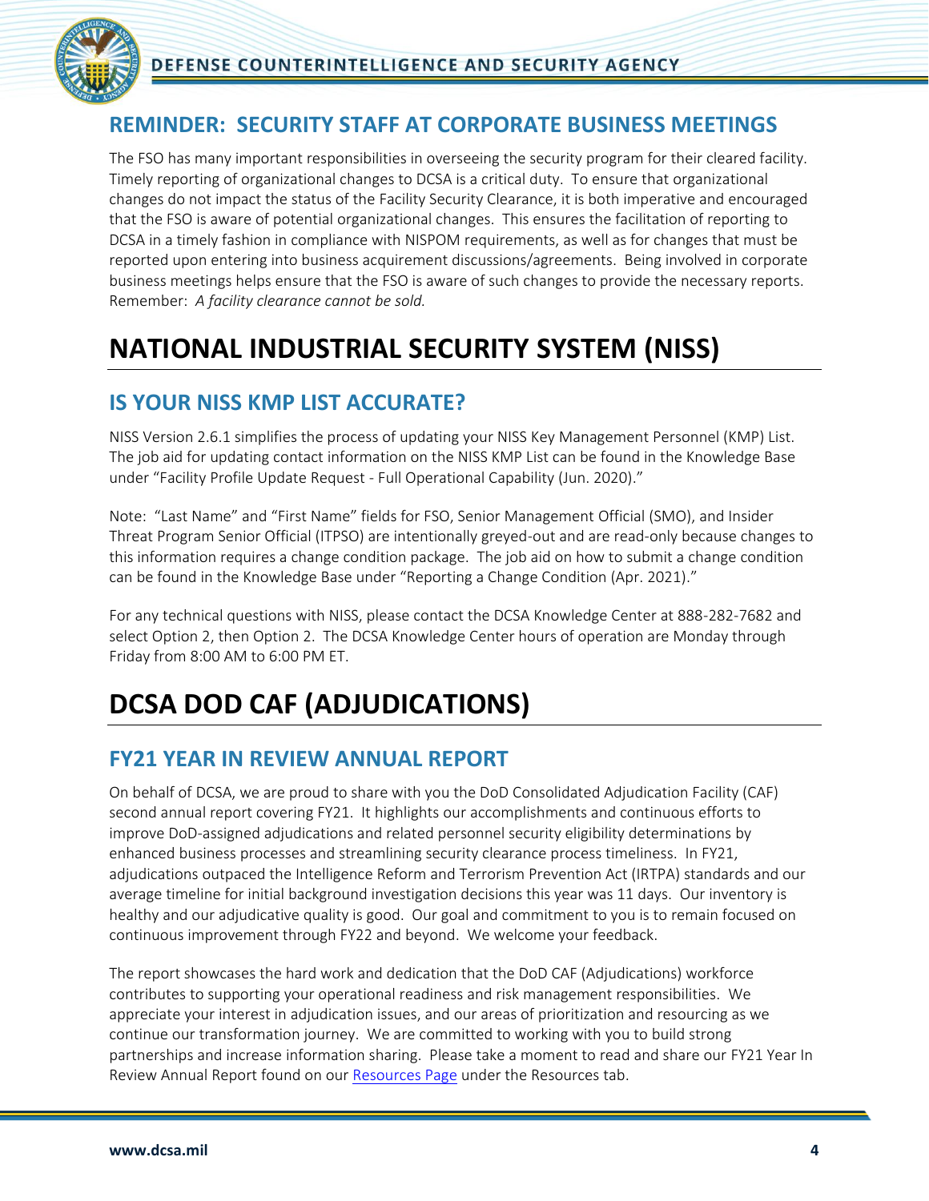## REMINDER: SECURITY STAFF AT CORPORATE BUSINESS MEETINGS

The FSO has many important responsibilities in overseeing the security program for their cleared facility. Timely reporting of organizational changes to DCSA is a critical duty. To ensure that organizational changes do not impact the status of the Facility Security Clearance, it is both imperative and encouraged that the FSO is aware of potential organizational changes. This ensures the facilitation of reporting to DCSA in a timely fashion in compliance with NISPOM requirements, as well as for changes that must be reported upon entering into business acquirement discussions/agreements. Being involved in corporate business meetings helps ensure that the FSO is aware of such changes to provide the necessary reports. Remember: *A facility clearance cannot be sold.*

# NATIONAL INDUSTRIAL SECURITY SYSTEM (NISS)

## IS YOUR NISS KMP LIST ACCURATE?

NISS Version 2.6.1 simplifies the process of updating your NISS Key Management Personnel (KMP) List. The job aid for updating contact information on the NISS KMP List can be found in the Knowledge Base under "Facility Profile Update Request - Full Operational Capability (Jun. 2020)."

Note: "Last Name" and "First Name" fields for FSO, Senior Management Official (SMO), and Insider Threat Program Senior Official (ITPSO) are intentionally greyed-out and are read-only because changes to this information requires a change condition package. The job aid on how to submit a change condition can be found in the Knowledge Base under "Reporting a Change Condition (Apr. 2021)."

For any technical questions with NISS, please contact the DCSA Knowledge Center at 888-282-7682 and select Option 2, then Option 2. The DCSA Knowledge Center hours of operation are Monday through Friday from 8:00 AM to 6:00 PM ET.

# DCSA DOD CAF (ADJUDICATIONS)

## FY21 YEAR IN REVIEW ANNUAL REPORT

On behalf of DCSA, we are proud to share with you the DoD Consolidated Adjudication Facility (CAF) second annual report covering FY21. It highlights our accomplishments and continuous efforts to improve DoD-assigned adjudications and related personnel security eligibility determinations by enhanced business processes and streamlining security clearance process timeliness. In FY21, adjudications outpaced the Intelligence Reform and Terrorism Prevention Act (IRTPA) standards and our average timeline for initial background investigation decisions this year was 11 days. Our inventory is healthy and our adjudicative quality is good. Our goal and commitment to you is to remain focused on continuous improvement through FY22 and beyond. We welcome your feedback.

The report showcases the hard work and dedication that the DoD CAF (Adjudications) workforce contributes to supporting your operational readiness and risk management responsibilities. We appreciate your interest in adjudication issues, and our areas of prioritization and resourcing as we continue our transformation journey. We are committed to working with you to build strong partnerships and increase information sharing. Please take a moment to read and share our FY21 Year In Review Annual Report found on our Resources Page under the Resources tab.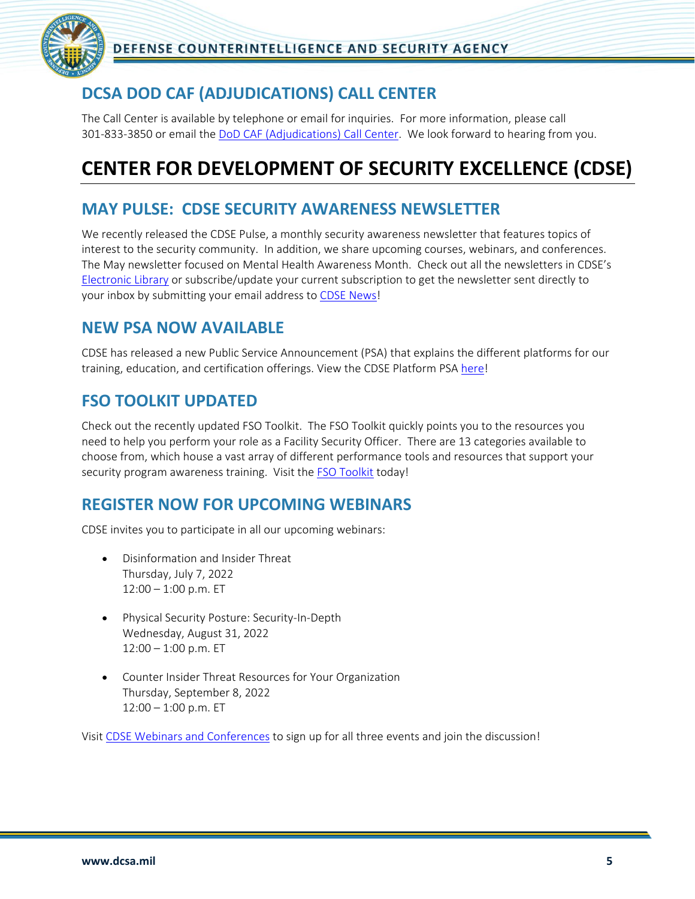## DCSA DOD CAF (ADJUDICATIONS) CALL CENTER

The Call Center is available by telephone or email for inquiries. For more information, please call 301-833-3850 or email the DoD CAF (Adjudications) Call Center. We look forward to hearing from you.

# CENTER FOR DEVELOPMENT OF SECURITY EXCELLENCE (CDSE)

## MAY PULSE: CDSE SECURITY AWARENESS NEWSLETTER

We recently released the CDSE Pulse, a monthly security awareness newsletter that features topics of interest to the security community. In addition, we share upcoming courses, webinars, and conferences. The May newsletter focused on Mental Health Awareness Month. Check out all the newsletters in CDSE's Electronic Library or subscribe/update your current subscription to get the newsletter sent directly to your inbox by submitting your email address to CDSE News!

## NEW PSA NOW AVAILABLE

CDSE has released a new Public Service Announcement (PSA) that explains the different platforms for our training, education, and certification offerings. View the CDSE Platform PSA here!

## FSO TOOLKIT UPDATED

Check out the recently updated FSO Toolkit. The FSO Toolkit quickly points you to the resources you need to help you perform your role as a Facility Security Officer. There are 13 categories available to choose from, which house a vast array of different performance tools and resources that support your security program awareness training. Visit the FSO Toolkit today!

## REGISTER NOW FOR UPCOMING WEBINARS

CDSE invites you to participate in all our upcoming webinars:

- Disinformation and Insider Threat
  Thursday, July 7, 2022
  12:00 – 1:00 p.m. ET

- Physical Security Posture: Security-In-Depth
  Wednesday, August 31, 2022
  12:00 – 1:00 p.m. ET

- Counter Insider Threat Resources for Your Organization
  Thursday, September 8, 2022
  12:00 – 1:00 p.m. ET

Visit CDSE Webinars and Conferences to sign up for all three events and join the discussion!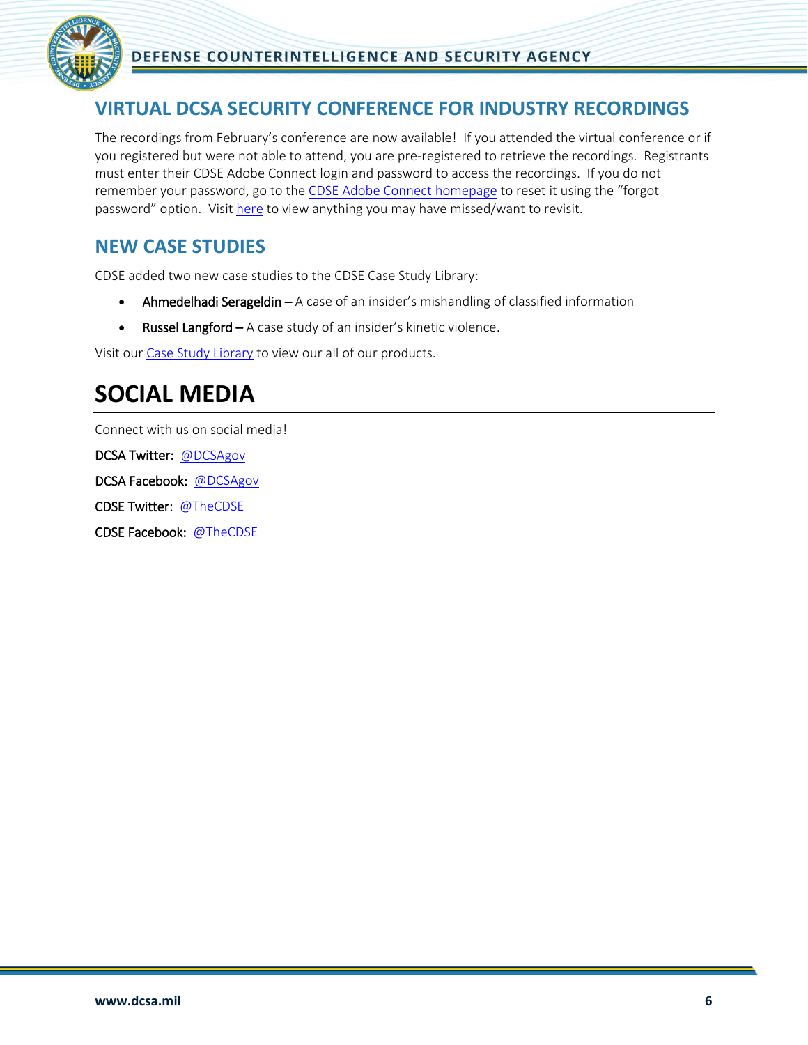## VIRTUAL DCSA SECURITY CONFERENCE FOR INDUSTRY RECORDINGS

The recordings from February's conference are now available! If you attended the virtual conference or if you registered but were not able to attend, you are pre-registered to retrieve the recordings. Registrants must enter their CDSE Adobe Connect login and password to access the recordings. If you do not remember your password, go to the CDSE Adobe Connect homepage to reset it using the "forgot password" option. Visit here to view anything you may have missed/want to revisit.

## NEW CASE STUDIES

CDSE added two new case studies to the CDSE Case Study Library:

- **Ahmedelhadi Serageldin –** A case of an insider's mishandling of classified information
- **Russel Langford –** A case study of an insider's kinetic violence.

Visit our Case Study Library to view our all of our products.

# SOCIAL MEDIA

Connect with us on social media!

**DCSA Twitter:** @DCSAgov

**DCSA Facebook:** @DCSAgov

**CDSE Twitter:** @TheCDSE

**CDSE Facebook:** @TheCDSE